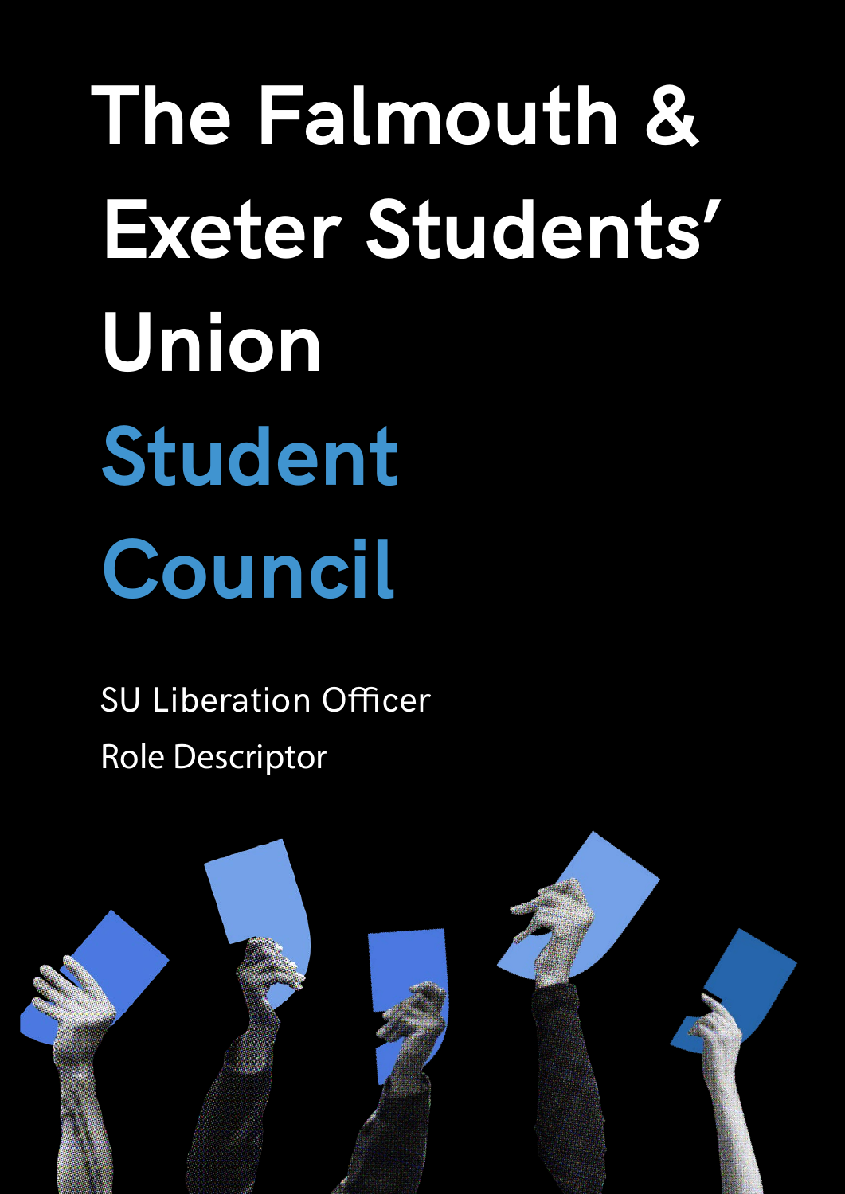# The Falmouth & Exeter Students' Union

# Student Council

SU Liberation Officer

Role Descriptor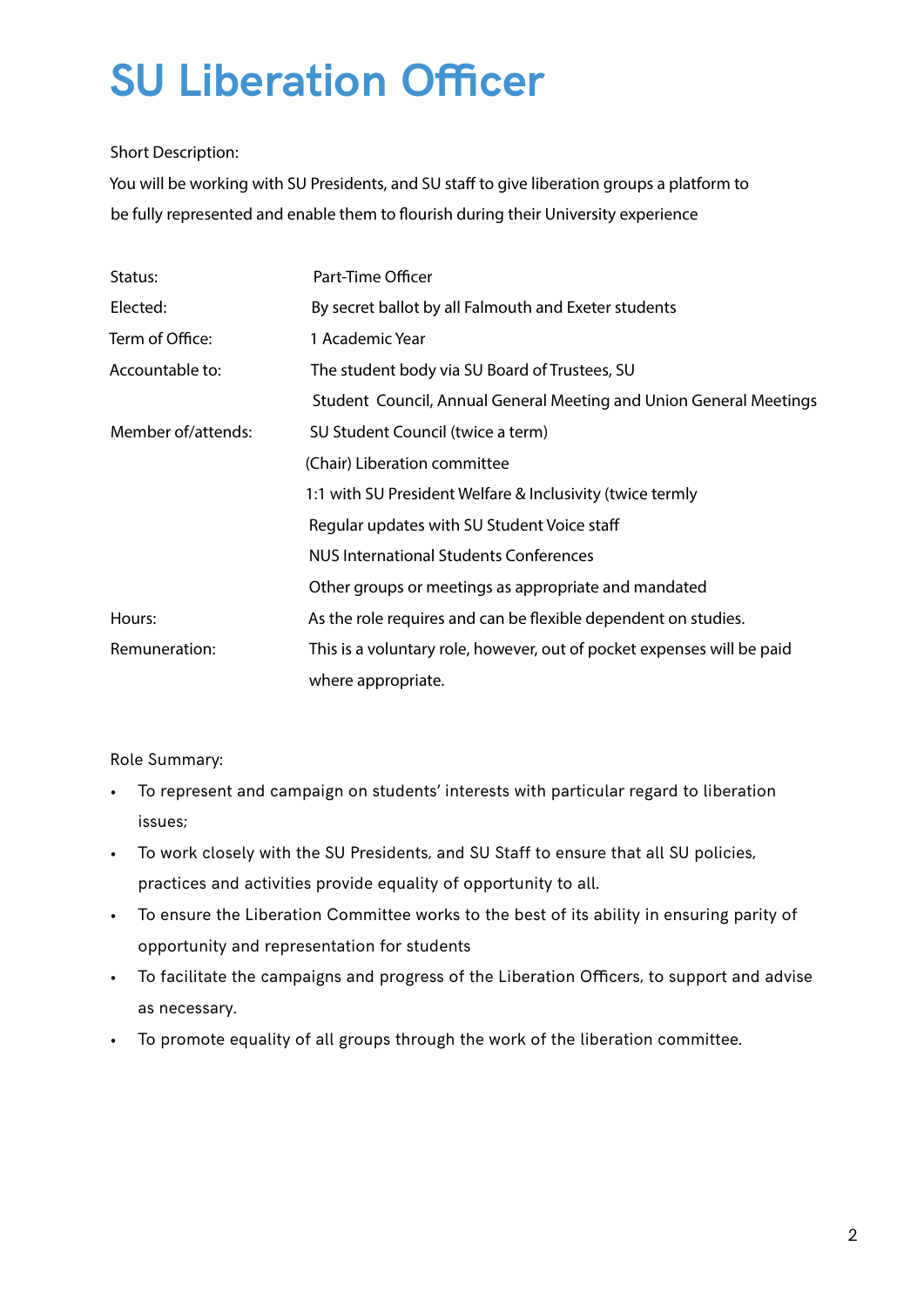# SU Liberation Officer

Short Description:

You will be working with SU Presidents, and SU staff to give liberation groups a platform to be fully represented and enable them to flourish during their University experience

| | |
|---|---|
| Status: | Part-Time Officer |
| Elected: | By secret ballot by all Falmouth and Exeter students |
| Term of Office: | 1 Academic Year |
| Accountable to: | The student body via SU Board of Trustees, SU Student Council, Annual General Meeting and Union General Meetings |
| Member of/attends: | SU Student Council (twice a term)<br>(Chair) Liberation committee<br>1:1 with SU President Welfare & Inclusivity (twice termly<br>Regular updates with SU Student Voice staff<br>NUS International Students Conferences<br>Other groups or meetings as appropriate and mandated |
| Hours: | As the role requires and can be flexible dependent on studies. |
| Remuneration: | This is a voluntary role, however, out of pocket expenses will be paid where appropriate. |

Role Summary:

- To represent and campaign on students' interests with particular regard to liberation issues;
- To work closely with the SU Presidents, and SU Staff to ensure that all SU policies, practices and activities provide equality of opportunity to all.
- To ensure the Liberation Committee works to the best of its ability in ensuring parity of opportunity and representation for students
- To facilitate the campaigns and progress of the Liberation Officers, to support and advise as necessary.
- To promote equality of all groups through the work of the liberation committee.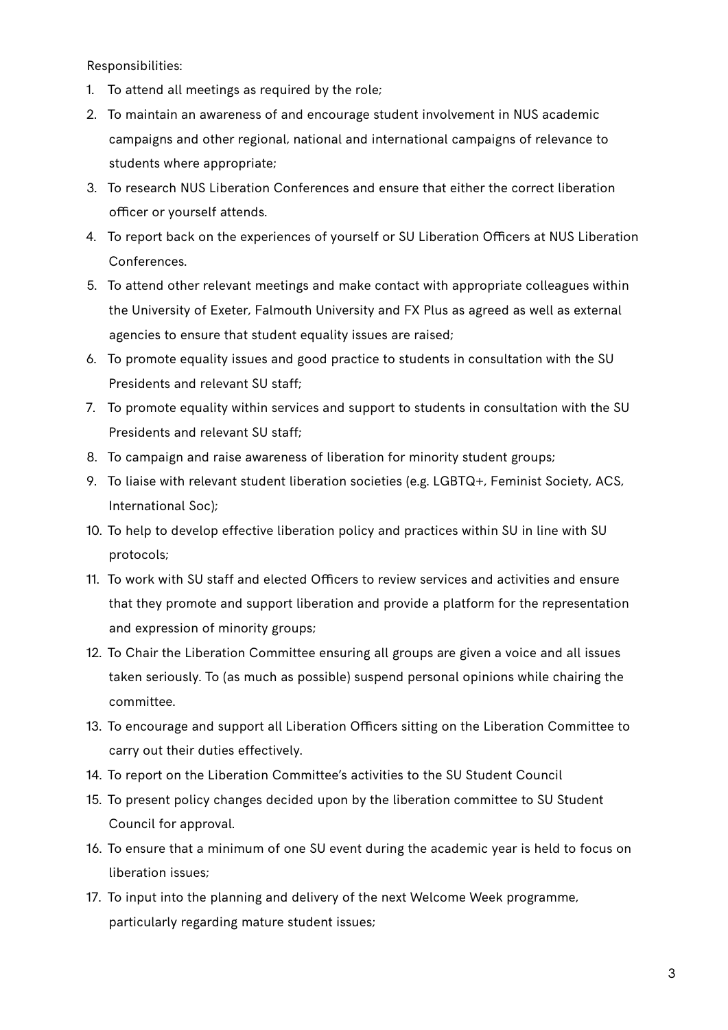Responsibilities:

1. To attend all meetings as required by the role;
2. To maintain an awareness of and encourage student involvement in NUS academic campaigns and other regional, national and international campaigns of relevance to students where appropriate;
3. To research NUS Liberation Conferences and ensure that either the correct liberation officer or yourself attends.
4. To report back on the experiences of yourself or SU Liberation Officers at NUS Liberation Conferences.
5. To attend other relevant meetings and make contact with appropriate colleagues within the University of Exeter, Falmouth University and FX Plus as agreed as well as external agencies to ensure that student equality issues are raised;
6. To promote equality issues and good practice to students in consultation with the SU Presidents and relevant SU staff;
7. To promote equality within services and support to students in consultation with the SU Presidents and relevant SU staff;
8. To campaign and raise awareness of liberation for minority student groups;
9. To liaise with relevant student liberation societies (e.g. LGBTQ+, Feminist Society, ACS, International Soc);
10. To help to develop effective liberation policy and practices within SU in line with SU protocols;
11. To work with SU staff and elected Officers to review services and activities and ensure that they promote and support liberation and provide a platform for the representation and expression of minority groups;
12. To Chair the Liberation Committee ensuring all groups are given a voice and all issues taken seriously. To (as much as possible) suspend personal opinions while chairing the committee.
13. To encourage and support all Liberation Officers sitting on the Liberation Committee to carry out their duties effectively.
14. To report on the Liberation Committee's activities to the SU Student Council
15. To present policy changes decided upon by the liberation committee to SU Student Council for approval.
16. To ensure that a minimum of one SU event during the academic year is held to focus on liberation issues;
17. To input into the planning and delivery of the next Welcome Week programme, particularly regarding mature student issues;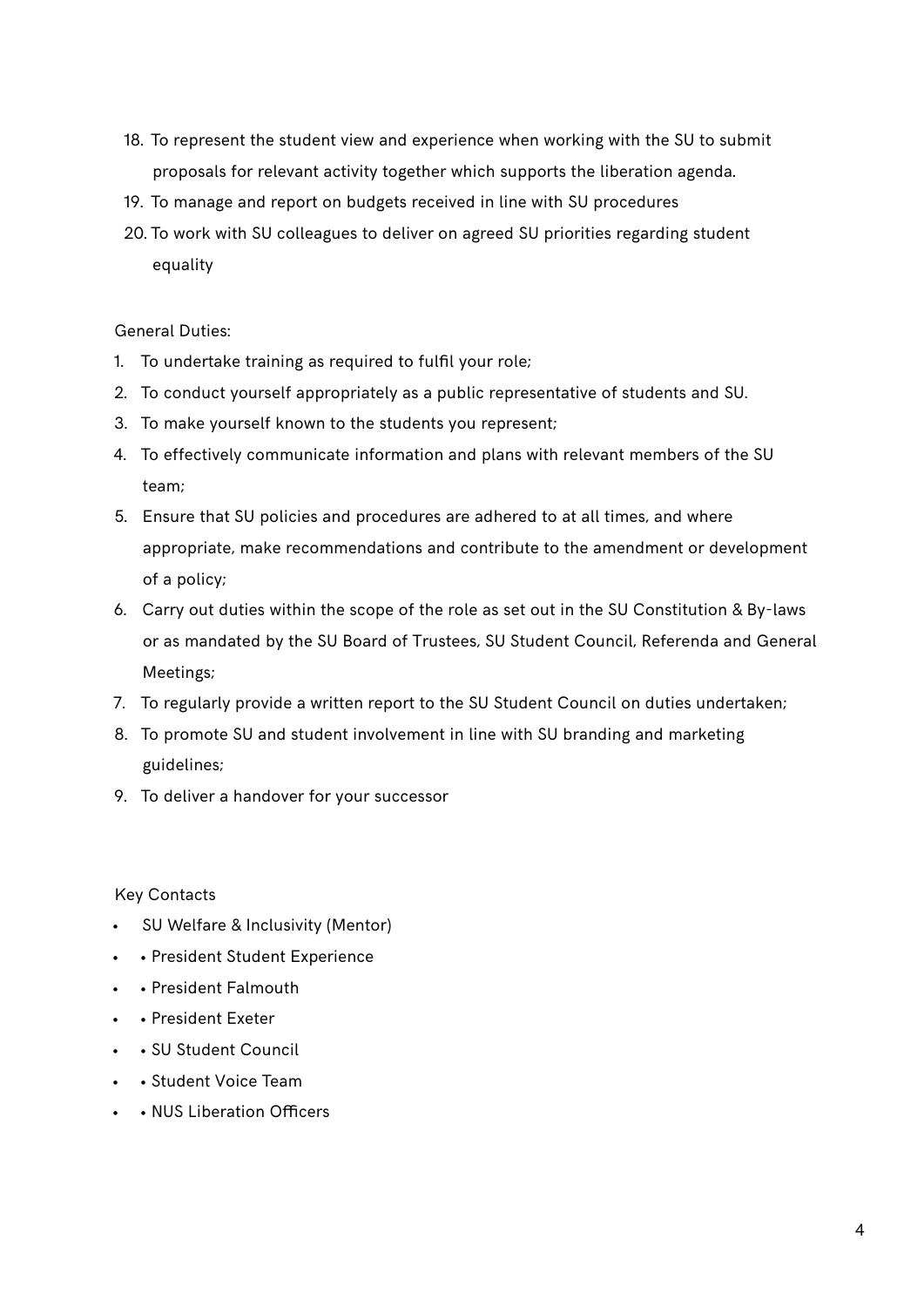18. To represent the student view and experience when working with the SU to submit proposals for relevant activity together which supports the liberation agenda.
19. To manage and report on budgets received in line with SU procedures
20. To work with SU colleagues to deliver on agreed SU priorities regarding student equality

General Duties:

1. To undertake training as required to fulfil your role;
2. To conduct yourself appropriately as a public representative of students and SU.
3. To make yourself known to the students you represent;
4. To effectively communicate information and plans with relevant members of the SU team;
5. Ensure that SU policies and procedures are adhered to at all times, and where appropriate, make recommendations and contribute to the amendment or development of a policy;
6. Carry out duties within the scope of the role as set out in the SU Constitution & By-laws or as mandated by the SU Board of Trustees, SU Student Council, Referenda and General Meetings;
7. To regularly provide a written report to the SU Student Council on duties undertaken;
8. To promote SU and student involvement in line with SU branding and marketing guidelines;
9. To deliver a handover for your successor

Key Contacts

- SU Welfare & Inclusivity (Mentor)
- • President Student Experience
- • President Falmouth
- • President Exeter
- • SU Student Council
- • Student Voice Team
- • NUS Liberation Officers